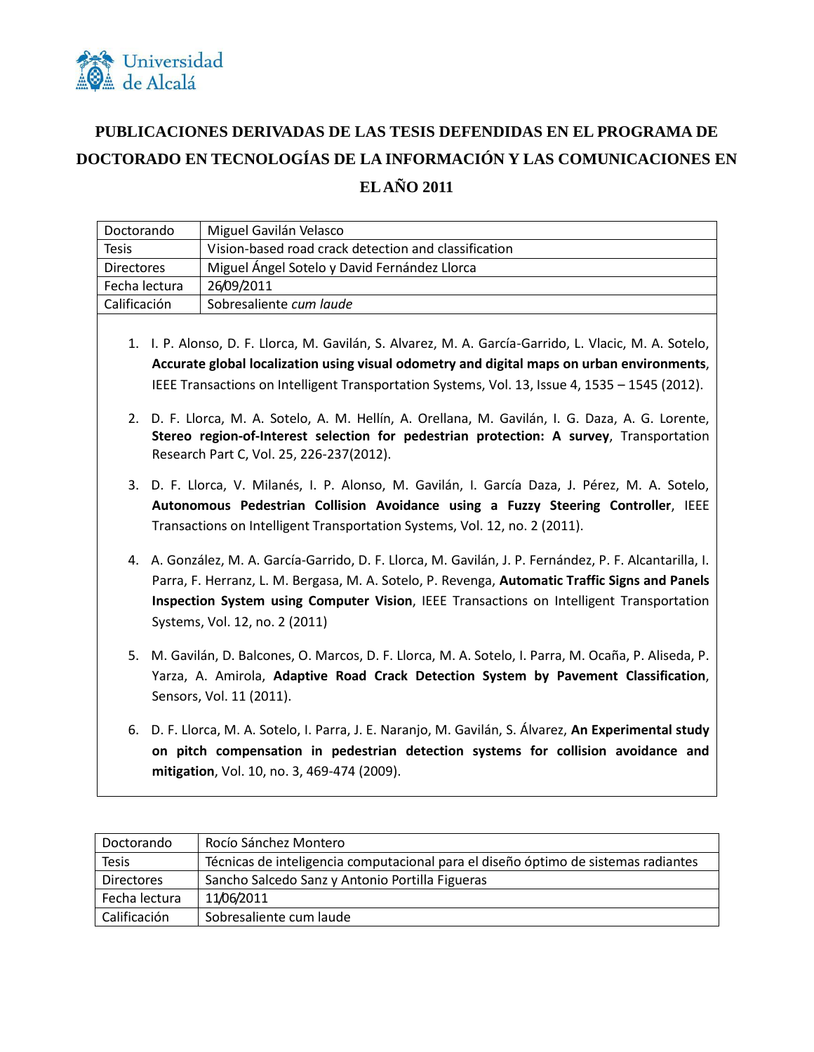Universidad de Alcalá

# PUBLICACIONES DERIVADAS DE LAS TESIS DEFENDIDAS EN EL PROGRAMA DE DOCTORADO EN TECNOLOGÍAS DE LA INFORMACIÓN Y LAS COMUNICACIONES EN EL AÑO 2011

| Doctorando | Miguel Gavilán Velasco |
|---|---|
| Tesis | Vision-based road crack detection and classification |
| Directores | Miguel Ángel Sotelo y David Fernández Llorca |
| Fecha lectura | 26/09/2011 |
| Calificación | Sobresaliente *cum laude* |

1. I. P. Alonso, D. F. Llorca, M. Gavilán, S. Alvarez, M. A. García-Garrido, L. Vlacic, M. A. Sotelo, **Accurate global localization using visual odometry and digital maps on urban environments**, IEEE Transactions on Intelligent Transportation Systems, Vol. 13, Issue 4, 1535 – 1545 (2012).
2. D. F. Llorca, M. A. Sotelo, A. M. Hellín, A. Orellana, M. Gavilán, I. G. Daza, A. G. Lorente, **Stereo region-of-Interest selection for pedestrian protection: A survey**, Transportation Research Part C, Vol. 25, 226-237(2012).
3. D. F. Llorca, V. Milanés, I. P. Alonso, M. Gavilán, I. García Daza, J. Pérez, M. A. Sotelo, **Autonomous Pedestrian Collision Avoidance using a Fuzzy Steering Controller**, IEEE Transactions on Intelligent Transportation Systems, Vol. 12, no. 2 (2011).
4. A. González, M. A. García-Garrido, D. F. Llorca, M. Gavilán, J. P. Fernández, P. F. Alcantarilla, I. Parra, F. Herranz, L. M. Bergasa, M. A. Sotelo, P. Revenga, **Automatic Traffic Signs and Panels Inspection System using Computer Vision**, IEEE Transactions on Intelligent Transportation Systems, Vol. 12, no. 2 (2011)
5. M. Gavilán, D. Balcones, O. Marcos, D. F. Llorca, M. A. Sotelo, I. Parra, M. Ocaña, P. Aliseda, P. Yarza, A. Amirola, **Adaptive Road Crack Detection System by Pavement Classification**, Sensors, Vol. 11 (2011).
6. D. F. Llorca, M. A. Sotelo, I. Parra, J. E. Naranjo, M. Gavilán, S. Álvarez, **An Experimental study on pitch compensation in pedestrian detection systems for collision avoidance and mitigation**, Vol. 10, no. 3, 469-474 (2009).

| Doctorando | Rocío Sánchez Montero |
|---|---|
| Tesis | Técnicas de inteligencia computacional para el diseño óptimo de sistemas radiantes |
| Directores | Sancho Salcedo Sanz y Antonio Portilla Figueras |
| Fecha lectura | 11/06/2011 |
| Calificación | Sobresaliente cum laude |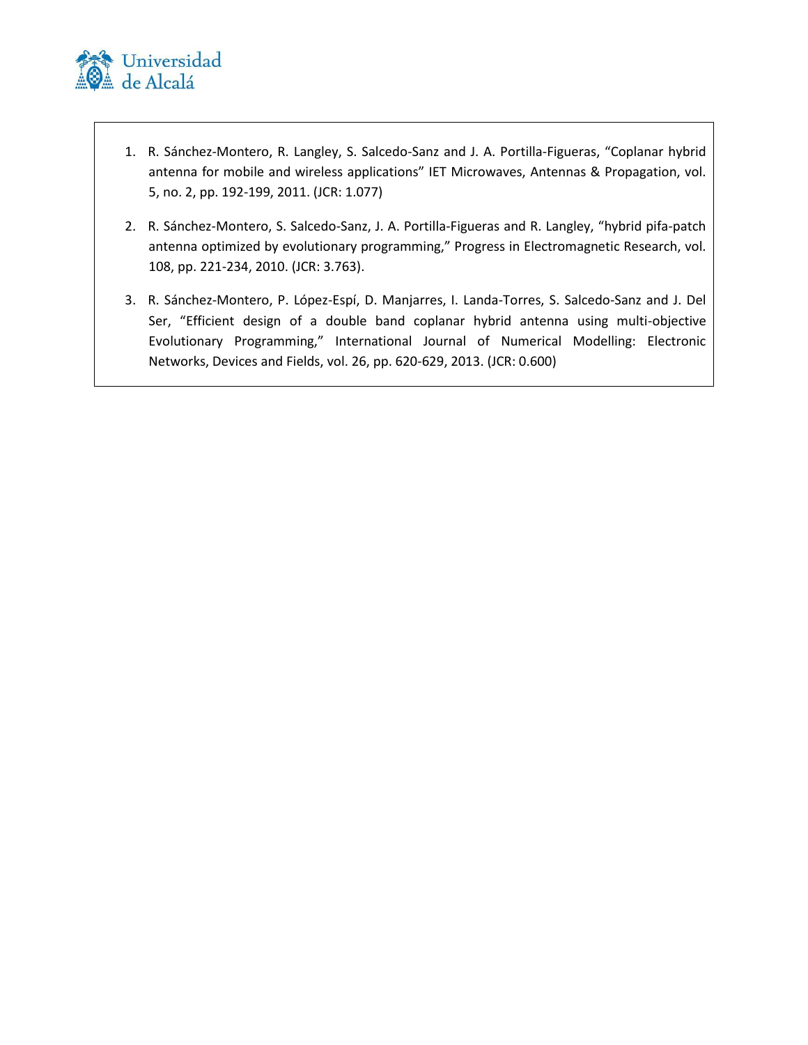1. R. Sánchez-Montero, R. Langley, S. Salcedo-Sanz and J. A. Portilla-Figueras, "Coplanar hybrid antenna for mobile and wireless applications" IET Microwaves, Antennas & Propagation, vol. 5, no. 2, pp. 192-199, 2011. (JCR: 1.077)

2. R. Sánchez-Montero, S. Salcedo-Sanz, J. A. Portilla-Figueras and R. Langley, "hybrid pifa-patch antenna optimized by evolutionary programming," Progress in Electromagnetic Research, vol. 108, pp. 221-234, 2010. (JCR: 3.763).

3. R. Sánchez-Montero, P. López-Espí, D. Manjarres, I. Landa-Torres, S. Salcedo-Sanz and J. Del Ser, "Efficient design of a double band coplanar hybrid antenna using multi-objective Evolutionary Programming," International Journal of Numerical Modelling: Electronic Networks, Devices and Fields, vol. 26, pp. 620-629, 2013. (JCR: 0.600)